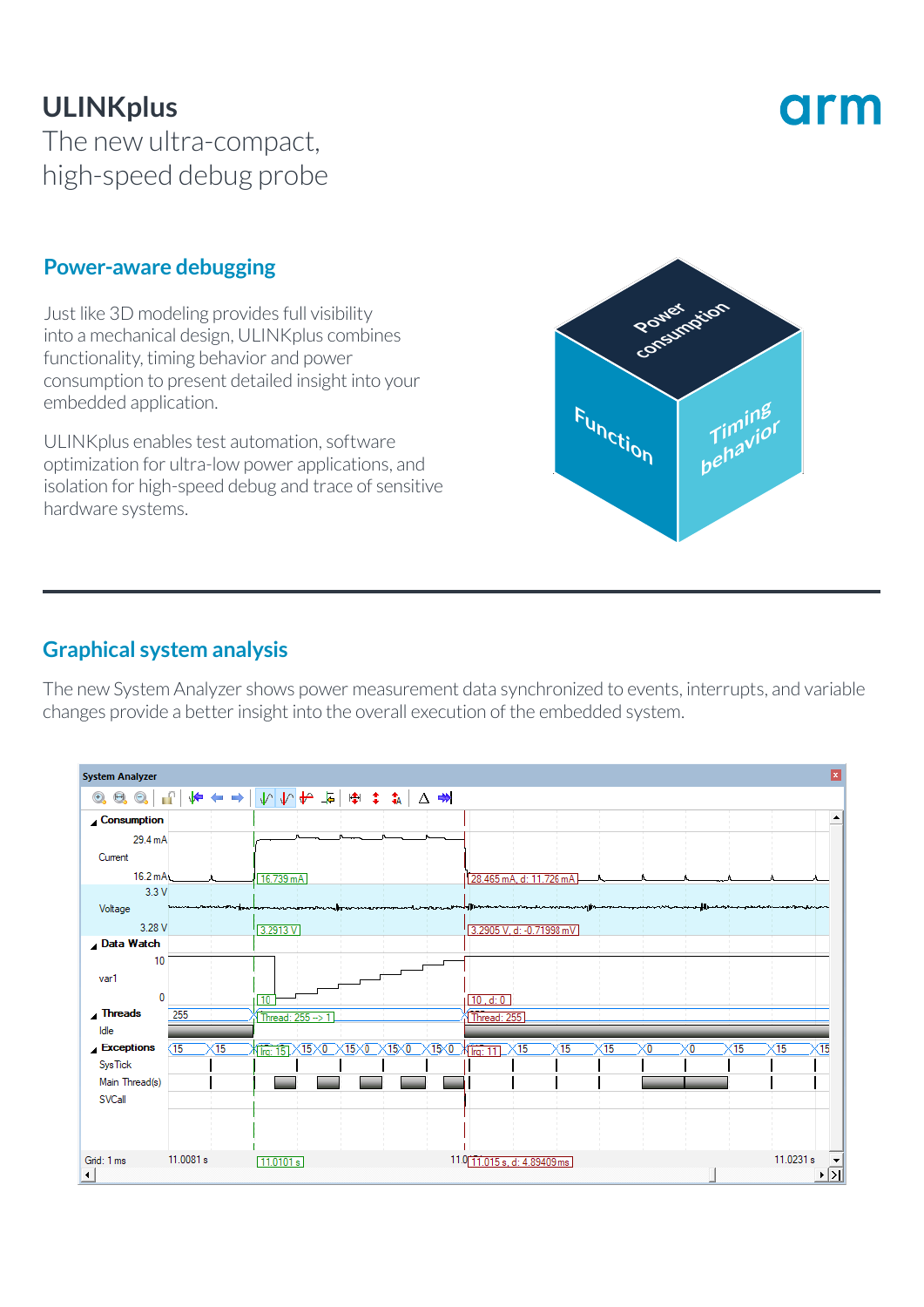# ULINKplus

The new ultra-compact, high-speed debug probe

## Power-aware debugging

Just like 3D modeling provides full visibility into a mechanical design, ULINKplus combines functionality, timing behavior and power consumption to present detailed insight into your embedded application.

ULINKplus enables test automation, software optimization for ultra-low power applications, and isolation for high-speed debug and trace of sensitive hardware systems.

## Graphical system analysis

The new System Analyzer shows power measurement data synchronized to events, interrupts, and variable changes provide a better insight into the overall execution of the embedded system.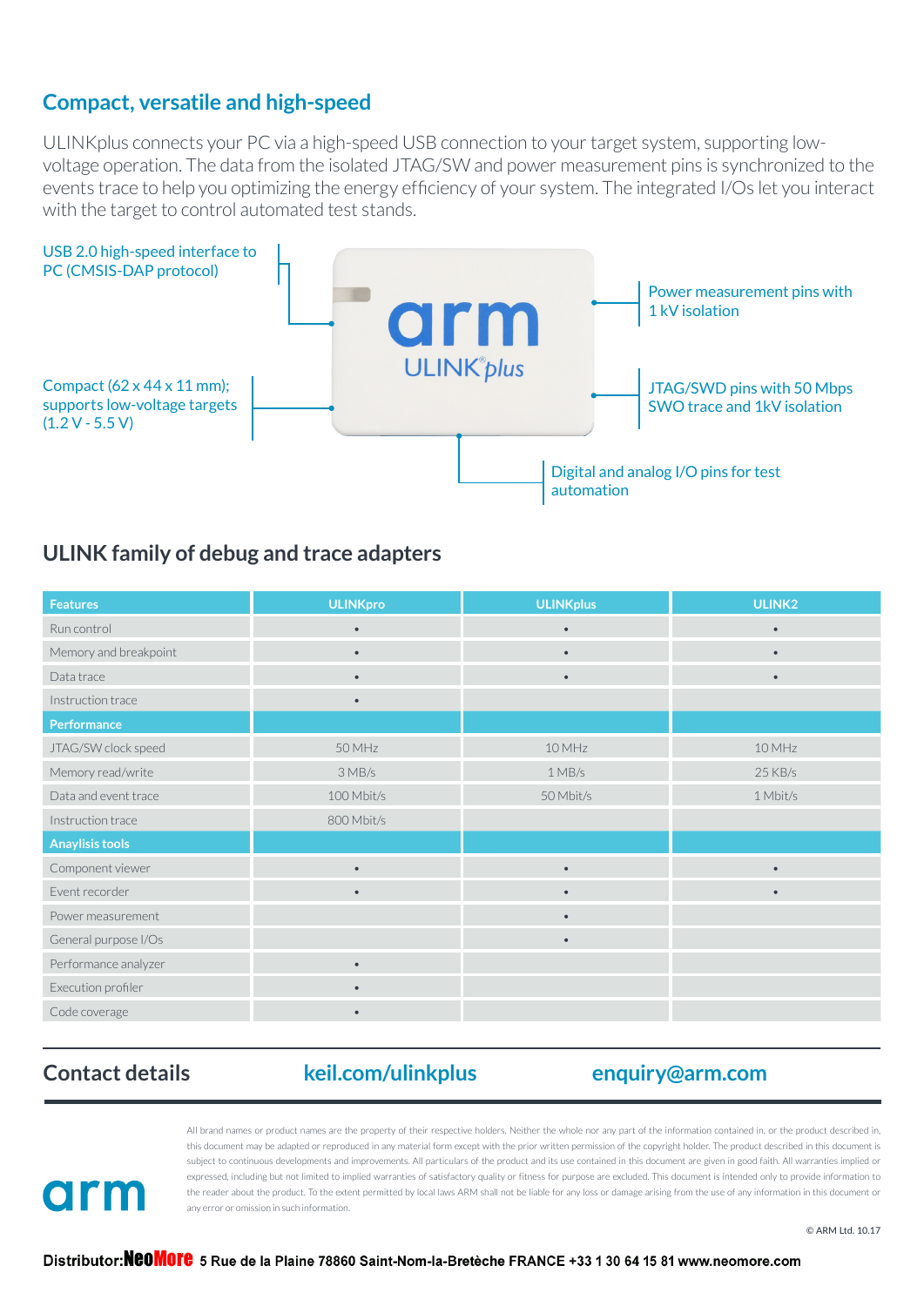## Compact, versatile and high-speed

ULINKplus connects your PC via a high-speed USB connection to your target system, supporting low-voltage operation. The data from the isolated JTAG/SW and power measurement pins is synchronized to the events trace to help you optimizing the energy efficiency of your system. The integrated I/Os let you interact with the target to control automated test stands.

USB 2.0 high-speed interface to PC (CMSIS-DAP protocol)

Compact (62 x 44 x 11 mm); supports low-voltage targets (1.2 V - 5.5 V)

Power measurement pins with 1 kV isolation

JTAG/SWD pins with 50 Mbps SWO trace and 1kV isolation

Digital and analog I/O pins for test automation

## ULINK family of debug and trace adapters

| Features | ULINKpro | ULINKplus | ULINK2 |
|---|---|---|---|
| Run control | • | • | • |
| Memory and breakpoint | • | • | • |
| Data trace | • | • | • |
| Instruction trace | • | | |
| **Performance** | | | |
| JTAG/SW clock speed | 50 MHz | 10 MHz | 10 MHz |
| Memory read/write | 3 MB/s | 1 MB/s | 25 KB/s |
| Data and event trace | 100 Mbit/s | 50 Mbit/s | 1 Mbit/s |
| Instruction trace | 800 Mbit/s | | |
| **Anaylisis tools** | | | |
| Component viewer | • | • | • |
| Event recorder | • | • | • |
| Power measurement | | • | |
| General purpose I/Os | | • | |
| Performance analyzer | • | | |
| Execution profiler | • | | |
| Code coverage | • | | |

## Contact details

keil.com/ulinkplus

enquiry@arm.com

All brand names or product names are the property of their respective holders. Neither the whole nor any part of the information contained in, or the product described in, this document may be adapted or reproduced in any material form except with the prior written permission of the copyright holder. The product described in this document is subject to continuous developments and improvements. All particulars of the product and its use contained in this document are given in good faith. All warranties implied or expressed, including but not limited to implied warranties of satisfactory quality or fitness for purpose are excluded. This document is intended only to provide information to the reader about the product. To the extent permitted by local laws ARM shall not be liable for any loss or damage arising from the use of any information in this document or any error or omission in such information.

© ARM Ltd. 10.17

Distributor: NeoMore 5 Rue de la Plaine 78860 Saint-Nom-la-Bretèche FRANCE +33 1 30 64 15 81 www.neomore.com